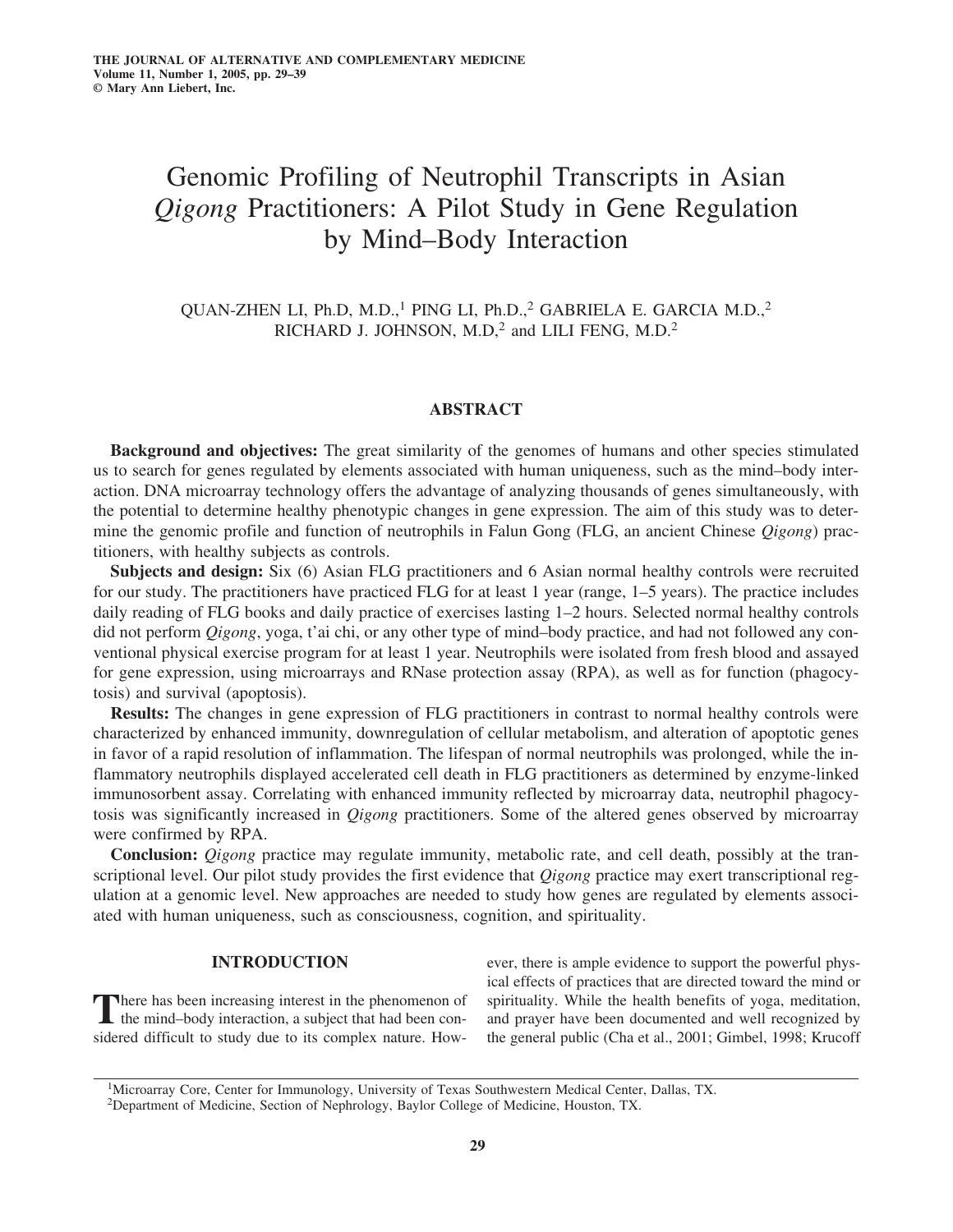# Genomic Profiling of Neutrophil Transcripts in Asian *Qigong* Practitioners: A Pilot Study in Gene Regulation by Mind–Body Interaction

QUAN-ZHEN LI, Ph.D, M.D.,[1] PING LI, Ph.D.,[2] GABRIELA E. GARCIA M.D.,[2] RICHARD J. JOHNSON, M.D,[2] and LILI FENG, M.D.[2]

## ABSTRACT

**Background and objectives:** The great similarity of the genomes of humans and other species stimulated us to search for genes regulated by elements associated with human uniqueness, such as the mind–body interaction. DNA microarray technology offers the advantage of analyzing thousands of genes simultaneously, with the potential to determine healthy phenotypic changes in gene expression. The aim of this study was to determine the genomic profile and function of neutrophils in Falun Gong (FLG, an ancient Chinese *Qigong*) practitioners, with healthy subjects as controls.

**Subjects and design:** Six (6) Asian FLG practitioners and 6 Asian normal healthy controls were recruited for our study. The practitioners have practiced FLG for at least 1 year (range, 1–5 years). The practice includes daily reading of FLG books and daily practice of exercises lasting 1–2 hours. Selected normal healthy controls did not perform *Qigong*, yoga, t'ai chi, or any other type of mind–body practice, and had not followed any conventional physical exercise program for at least 1 year. Neutrophils were isolated from fresh blood and assayed for gene expression, using microarrays and RNase protection assay (RPA), as well as for function (phagocytosis) and survival (apoptosis).

**Results:** The changes in gene expression of FLG practitioners in contrast to normal healthy controls were characterized by enhanced immunity, downregulation of cellular metabolism, and alteration of apoptotic genes in favor of a rapid resolution of inflammation. The lifespan of normal neutrophils was prolonged, while the inflammatory neutrophils displayed accelerated cell death in FLG practitioners as determined by enzyme-linked immunosorbent assay. Correlating with enhanced immunity reflected by microarray data, neutrophil phagocytosis was significantly increased in *Qigong* practitioners. Some of the altered genes observed by microarray were confirmed by RPA.

**Conclusion:** *Qigong* practice may regulate immunity, metabolic rate, and cell death, possibly at the transcriptional level. Our pilot study provides the first evidence that *Qigong* practice may exert transcriptional regulation at a genomic level. New approaches are needed to study how genes are regulated by elements associated with human uniqueness, such as consciousness, cognition, and spirituality.

## INTRODUCTION

There has been increasing interest in the phenomenon of the mind–body interaction, a subject that had been considered difficult to study due to its complex nature. However, there is ample evidence to support the powerful physical effects of practices that are directed toward the mind or spirituality. While the health benefits of yoga, meditation, and prayer have been documented and well recognized by the general public (Cha et al., 2001; Gimbel, 1998; Krucoff

[1]Microarray Core, Center for Immunology, University of Texas Southwestern Medical Center, Dallas, TX.
[2]Department of Medicine, Section of Nephrology, Baylor College of Medicine, Houston, TX.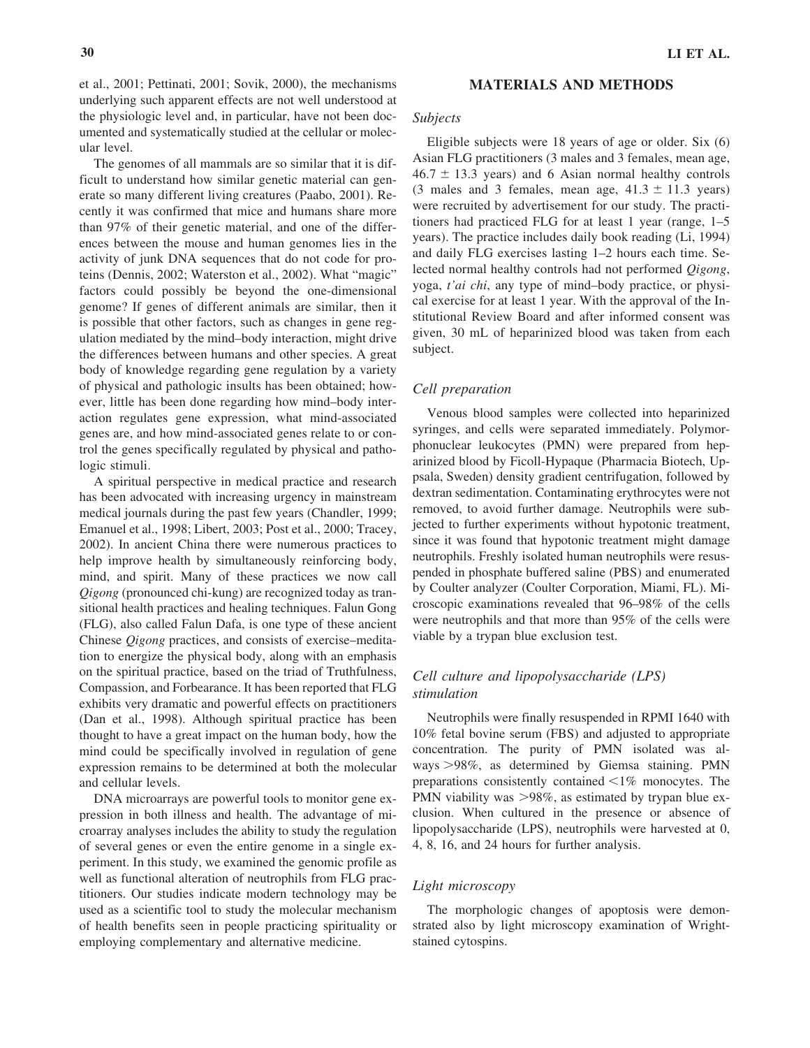et al., 2001; Pettinati, 2001; Sovik, 2000), the mechanisms underlying such apparent effects are not well understood at the physiologic level and, in particular, have not been documented and systematically studied at the cellular or molecular level.

The genomes of all mammals are so similar that it is difficult to understand how similar genetic material can generate so many different living creatures (Paabo, 2001). Recently it was confirmed that mice and humans share more than 97% of their genetic material, and one of the differences between the mouse and human genomes lies in the activity of junk DNA sequences that do not code for proteins (Dennis, 2002; Waterston et al., 2002). What "magic" factors could possibly be beyond the one-dimensional genome? If genes of different animals are similar, then it is possible that other factors, such as changes in gene regulation mediated by the mind–body interaction, might drive the differences between humans and other species. A great body of knowledge regarding gene regulation by a variety of physical and pathologic insults has been obtained; however, little has been done regarding how mind–body interaction regulates gene expression, what mind-associated genes are, and how mind-associated genes relate to or control the genes specifically regulated by physical and pathologic stimuli.

A spiritual perspective in medical practice and research has been advocated with increasing urgency in mainstream medical journals during the past few years (Chandler, 1999; Emanuel et al., 1998; Libert, 2003; Post et al., 2000; Tracey, 2002). In ancient China there were numerous practices to help improve health by simultaneously reinforcing body, mind, and spirit. Many of these practices we now call *Qigong* (pronounced chi-kung) are recognized today as transitional health practices and healing techniques. Falun Gong (FLG), also called Falun Dafa, is one type of these ancient Chinese *Qigong* practices, and consists of exercise–meditation to energize the physical body, along with an emphasis on the spiritual practice, based on the triad of Truthfulness, Compassion, and Forbearance. It has been reported that FLG exhibits very dramatic and powerful effects on practitioners (Dan et al., 1998). Although spiritual practice has been thought to have a great impact on the human body, how the mind could be specifically involved in regulation of gene expression remains to be determined at both the molecular and cellular levels.

DNA microarrays are powerful tools to monitor gene expression in both illness and health. The advantage of microarray analyses includes the ability to study the regulation of several genes or even the entire genome in a single experiment. In this study, we examined the genomic profile as well as functional alteration of neutrophils from FLG practitioners. Our studies indicate modern technology may be used as a scientific tool to study the molecular mechanism of health benefits seen in people practicing spirituality or employing complementary and alternative medicine.

## MATERIALS AND METHODS

### *Subjects*

Eligible subjects were 18 years of age or older. Six (6) Asian FLG practitioners (3 males and 3 females, mean age, $46.7 \pm 13.3$ years) and 6 Asian normal healthy controls (3 males and 3 females, mean age, $41.3 \pm 11.3$ years) were recruited by advertisement for our study. The practitioners had practiced FLG for at least 1 year (range, 1–5 years). The practice includes daily book reading (Li, 1994) and daily FLG exercises lasting 1–2 hours each time. Selected normal healthy controls had not performed *Qigong*, yoga, *t'ai chi*, any type of mind–body practice, or physical exercise for at least 1 year. With the approval of the Institutional Review Board and after informed consent was given, 30 mL of heparinized blood was taken from each subject.

### *Cell preparation*

Venous blood samples were collected into heparinized syringes, and cells were separated immediately. Polymorphonuclear leukocytes (PMN) were prepared from heparinized blood by Ficoll-Hypaque (Pharmacia Biotech, Uppsala, Sweden) density gradient centrifugation, followed by dextran sedimentation. Contaminating erythrocytes were not removed, to avoid further damage. Neutrophils were subjected to further experiments without hypotonic treatment, since it was found that hypotonic treatment might damage neutrophils. Freshly isolated human neutrophils were resuspended in phosphate buffered saline (PBS) and enumerated by Coulter analyzer (Coulter Corporation, Miami, FL). Microscopic examinations revealed that 96–98% of the cells were neutrophils and that more than 95% of the cells were viable by a trypan blue exclusion test.

### *Cell culture and lipopolysaccharide (LPS) stimulation*

Neutrophils were finally resuspended in RPMI 1640 with 10% fetal bovine serum (FBS) and adjusted to appropriate concentration. The purity of PMN isolated was always >98%, as determined by Giemsa staining. PMN preparations consistently contained <1% monocytes. The PMN viability was >98%, as estimated by trypan blue exclusion. When cultured in the presence or absence of lipopolysaccharide (LPS), neutrophils were harvested at 0, 4, 8, 16, and 24 hours for further analysis.

### *Light microscopy*

The morphologic changes of apoptosis were demonstrated also by light microscopy examination of Wright-stained cytospins.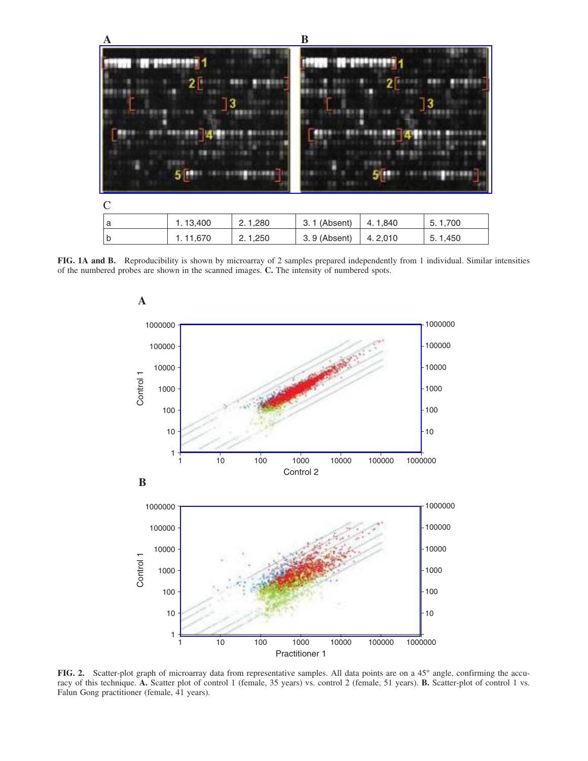C

| a | 1. 13,400 | 2. 1,280 | 3. 1 (Absent) | 4. 1,840 | 5. 1,700 |
|---|---|---|---|---|---|
| b | 1. 11,670 | 2. 1,250 | 3. 9 (Absent) | 4. 2,010 | 5. 1,450 |

**FIG. 1A and B.** Reproducibility is shown by microarray of 2 samples prepared independently from 1 individual. Similar intensities of the numbered probes are shown in the scanned images. **C.** The intensity of numbered spots.

**FIG. 2.** Scatter-plot graph of microarray data from representative samples. All data points are on a 45° angle, confirming the accuracy of this technique. **A.** Scatter plot of control 1 (female, 35 years) vs. control 2 (female, 51 years). **B.** Scatter-plot of control 1 vs. Falun Gong practitioner (female, 41 years).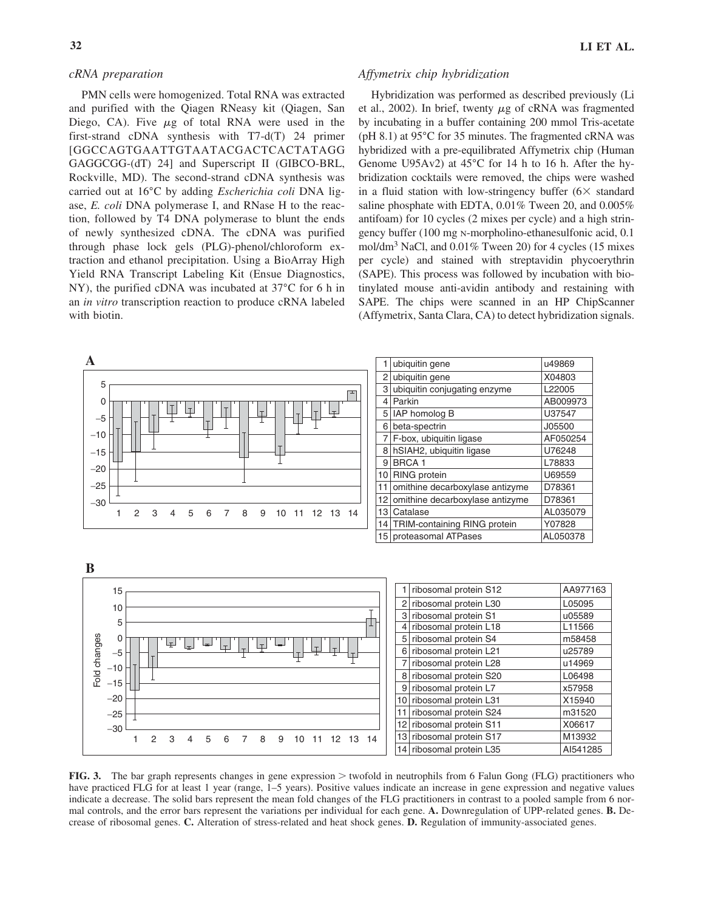### cRNA preparation

PMN cells were homogenized. Total RNA was extracted and purified with the Qiagen RNeasy kit (Qiagen, San Diego, CA). Five $\mu$g of total RNA were used in the first-strand cDNA synthesis with T7-d(T) 24 primer [GGCCAGTGAATTGTAATACGACTCACTATAGG GAGGCGG-(dT) 24] and Superscript II (GIBCO-BRL, Rockville, MD). The second-strand cDNA synthesis was carried out at 16°C by adding *Escherichia coli* DNA ligase, *E. coli* DNA polymerase I, and RNase H to the reaction, followed by T4 DNA polymerase to blunt the ends of newly synthesized cDNA. The cDNA was purified through phase lock gels (PLG)-phenol/chloroform extraction and ethanol precipitation. Using a BioArray High Yield RNA Transcript Labeling Kit (Ensue Diagnostics, NY), the purified cDNA was incubated at 37°C for 6 h in an *in vitro* transcription reaction to produce cRNA labeled with biotin.

### Affymetrix chip hybridization

Hybridization was performed as described previously (Li et al., 2002). In brief, twenty $\mu$g of cRNA was fragmented by incubating in a buffer containing 200 mmol Tris-acetate (pH 8.1) at 95°C for 35 minutes. The fragmented cRNA was hybridized with a pre-equilibrated Affymetrix chip (Human Genome U95Av2) at 45°C for 14 h to 16 h. After the hybridization cocktails were removed, the chips were washed in a fluid station with low-stringency buffer (6× standard saline phosphate with EDTA, 0.01% Tween 20, and 0.005% antifoam) for 10 cycles (2 mixes per cycle) and a high stringency buffer (100 mg N-morpholino-ethanesulfonic acid, 0.1 mol/dm$^3$ NaCl, and 0.01% Tween 20) for 4 cycles (15 mixes per cycle) and stained with streptavidin phycoerythrin (SAPE). This process was followed by incubation with biotinylated mouse anti-avidin antibody and restaining with SAPE. The chips were scanned in an HP ChipScanner (Affymetrix, Santa Clara, CA) to detect hybridization signals.

**A**

| | Gene | Accession |
|---|---|---|
| 1 | ubiquitin gene | u49869 |
| 2 | ubiquitin gene | X04803 |
| 3 | ubiquitin conjugating enzyme | L22005 |
| 4 | Parkin | AB009973 |
| 5 | IAP homolog B | U37547 |
| 6 | beta-spectrin | J05500 |
| 7 | F-box, ubiquitin ligase | AF050254 |
| 8 | hSIAH2, ubiquitin ligase | U76248 |
| 9 | BRCA 1 | L78833 |
| 10 | RING protein | U69559 |
| 11 | omithine decarboxylase antizyme | D78361 |
| 12 | omithine decarboxylase antizyme | D78361 |
| 13 | Catalase | AL035079 |
| 14 | TRIM-containing RING protein | Y07828 |
| 15 | proteasomal ATPases | AL050378 |

**B**

| | Gene | Accession |
|---|---|---|
| 1 | ribosomal protein S12 | AA977163 |
| 2 | ribosomal protein L30 | L05095 |
| 3 | ribosomal protein S1 | u05589 |
| 4 | ribosomal protein L18 | L11566 |
| 5 | ribosomal protein S4 | m58458 |
| 6 | ribosomal protein L21 | u25789 |
| 7 | ribosomal protein L28 | u14969 |
| 8 | ribosomal protein S20 | L06498 |
| 9 | ribosomal protein L7 | x57958 |
| 10 | ribosomal protein L31 | X15940 |
| 11 | ribosomal protein S24 | m31520 |
| 12 | ribosomal protein S11 | X06617 |
| 13 | ribosomal protein S17 | M13932 |
| 14 | ribosomal protein L35 | AI541285 |

**FIG. 3.** The bar graph represents changes in gene expression > twofold in neutrophils from 6 Falun Gong (FLG) practitioners who have practiced FLG for at least 1 year (range, 1–5 years). Positive values indicate an increase in gene expression and negative values indicate a decrease. The solid bars represent the mean fold changes of the FLG practitioners in contrast to a pooled sample from 6 normal controls, and the error bars represent the variations per individual for each gene. **A.** Downregulation of UPP-related genes. **B.** Decrease of ribosomal genes. **C.** Alteration of stress-related and heat shock genes. **D.** Regulation of immunity-associated genes.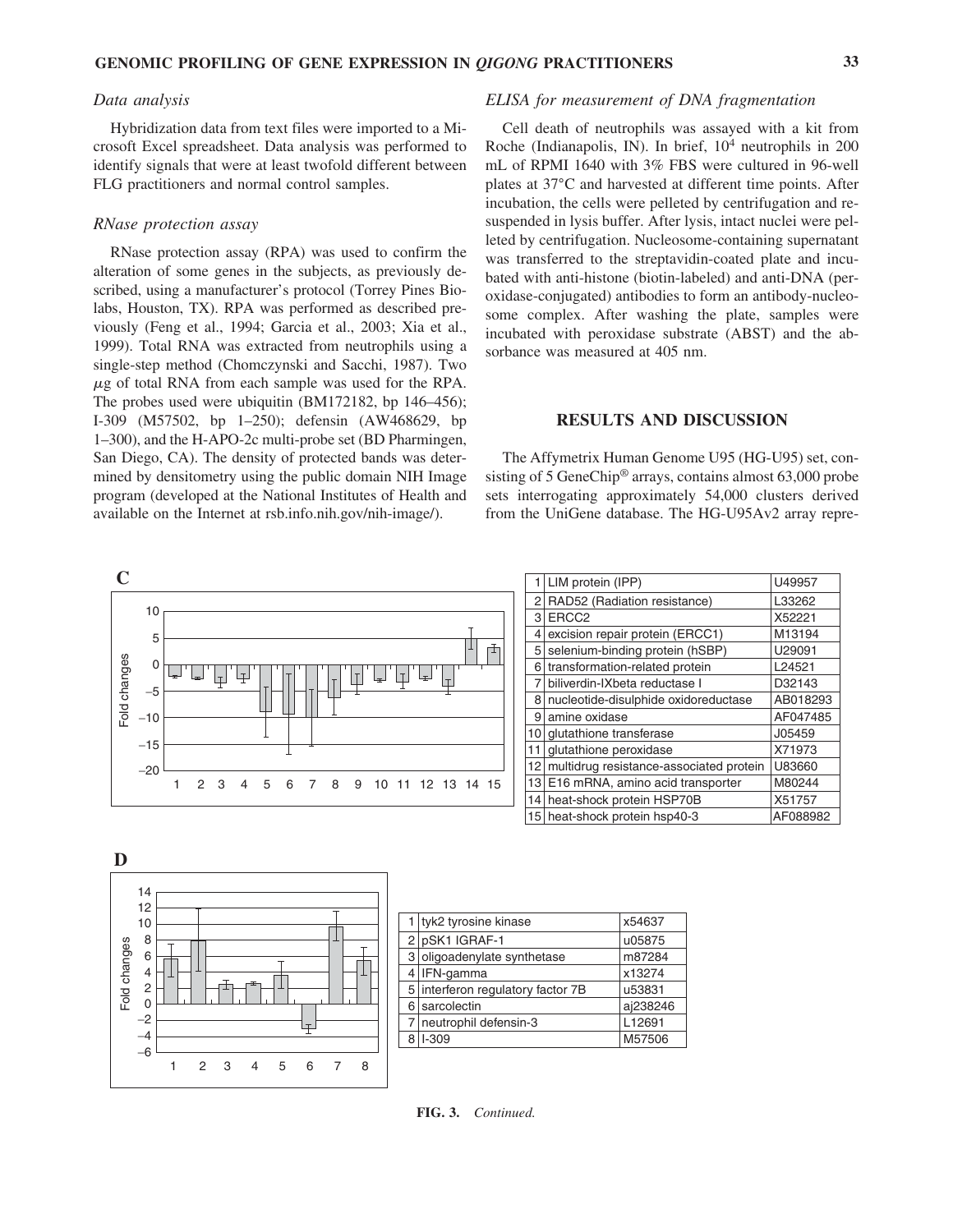### Data analysis

Hybridization data from text files were imported to a Microsoft Excel spreadsheet. Data analysis was performed to identify signals that were at least twofold different between FLG practitioners and normal control samples.

### RNase protection assay

RNase protection assay (RPA) was used to confirm the alteration of some genes in the subjects, as previously described, using a manufacturer's protocol (Torrey Pines Biolabs, Houston, TX). RPA was performed as described previously (Feng et al., 1994; Garcia et al., 2003; Xia et al., 1999). Total RNA was extracted from neutrophils using a single-step method (Chomczynski and Sacchi, 1987). Two $\mu$g of total RNA from each sample was used for the RPA. The probes used were ubiquitin (BM172182, bp 146–456); I-309 (M57502, bp 1–250); defensin (AW468629, bp 1–300), and the H-APO-2c multi-probe set (BD Pharmingen, San Diego, CA). The density of protected bands was determined by densitometry using the public domain NIH Image program (developed at the National Institutes of Health and available on the Internet at rsb.info.nih.gov/nih-image/).

### ELISA for measurement of DNA fragmentation

Cell death of neutrophils was assayed with a kit from Roche (Indianapolis, IN). In brief, $10^4$ neutrophils in 200 mL of RPMI 1640 with 3% FBS were cultured in 96-well plates at 37°C and harvested at different time points. After incubation, the cells were pelleted by centrifugation and resuspended in lysis buffer. After lysis, intact nuclei were pelleted by centrifugation. Nucleosome-containing supernatant was transferred to the streptavidin-coated plate and incubated with anti-histone (biotin-labeled) and anti-DNA (peroxidase-conjugated) antibodies to form an antibody-nucleosome complex. After washing the plate, samples were incubated with peroxidase substrate (ABST) and the absorbance was measured at 405 nm.

## RESULTS AND DISCUSSION

The Affymetrix Human Genome U95 (HG-U95) set, consisting of 5 GeneChip® arrays, contains almost 63,000 probe sets interrogating approximately 54,000 clusters derived from the UniGene database. The HG-U95Av2 array repre-

**C**

| | | |
|---|---|---|
| 1 | LIM protein (IPP) | U49957 |
| 2 | RAD52 (Radiation resistance) | L33262 |
| 3 | ERCC2 | X52221 |
| 4 | excision repair protein (ERCC1) | M13194 |
| 5 | selenium-binding protein (hSBP) | U29091 |
| 6 | transformation-related protein | L24521 |
| 7 | biliverdin-IXbeta reductase I | D32143 |
| 8 | nucleotide-disulphide oxidoreductase | AB018293 |
| 9 | amine oxidase | AF047485 |
| 10 | glutathione transferase | J05459 |
| 11 | glutathione peroxidase | X71973 |
| 12 | multidrug resistance-associated protein | U83660 |
| 13 | E16 mRNA, amino acid transporter | M80244 |
| 14 | heat-shock protein HSP70B | X51757 |
| 15 | heat-shock protein hsp40-3 | AF088982 |

**D**

| | | |
|---|---|---|
| 1 | tyk2 tyrosine kinase | x54637 |
| 2 | pSK1 IGRAF-1 | u05875 |
| 3 | oligoadenylate synthetase | m87284 |
| 4 | IFN-gamma | x13274 |
| 5 | interferon regulatory factor 7B | u53831 |
| 6 | sarcolectin | aj238246 |
| 7 | neutrophil defensin-3 | L12691 |
| 8 | I-309 | M57506 |

**FIG. 3.** *Continued.*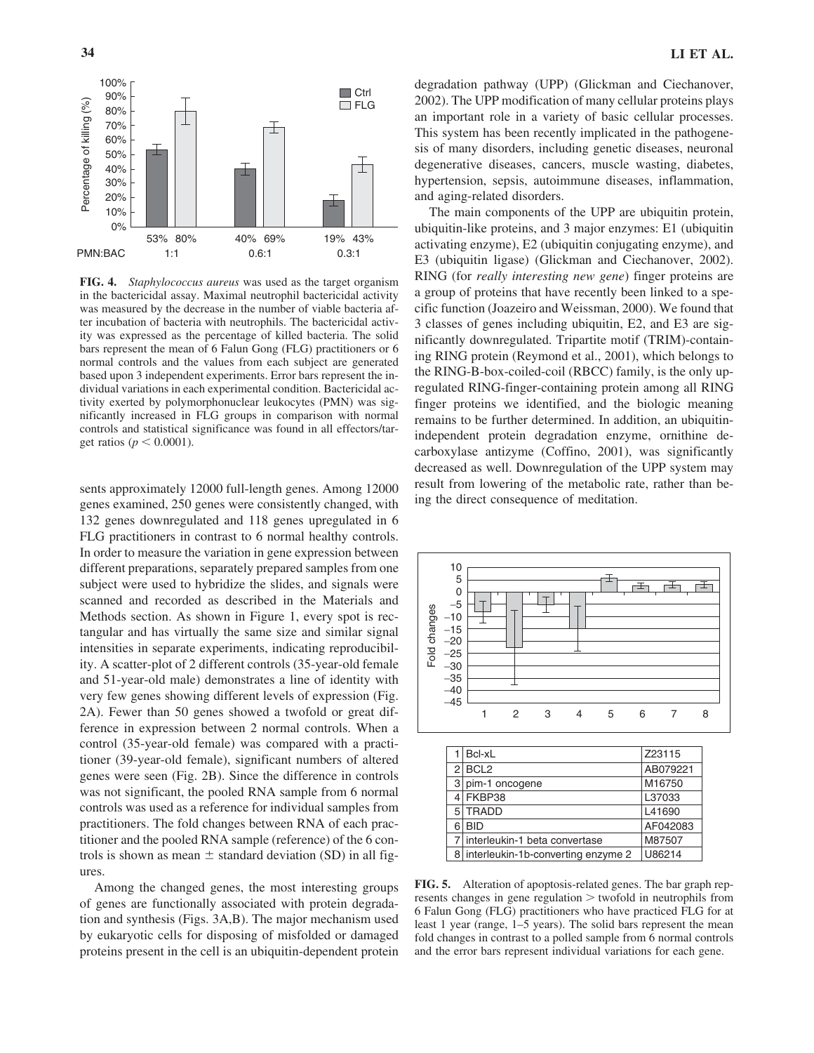**FIG. 4.** *Staphylococcus aureus* was used as the target organism in the bactericidal assay. Maximal neutrophil bactericidal activity was measured by the decrease in the number of viable bacteria after incubation of bacteria with neutrophils. The bactericidal activity was expressed as the percentage of killed bacteria. The solid bars represent the mean of 6 Falun Gong (FLG) practitioners or 6 normal controls and the values from each subject are generated based upon 3 independent experiments. Error bars represent the individual variations in each experimental condition. Bactericidal activity exerted by polymorphonuclear leukocytes (PMN) was significantly increased in FLG groups in comparison with normal controls and statistical significance was found in all effectors/target ratios ($p < 0.0001$).

sents approximately 12000 full-length genes. Among 12000 genes examined, 250 genes were consistently changed, with 132 genes downregulated and 118 genes upregulated in 6 FLG practitioners in contrast to 6 normal healthy controls. In order to measure the variation in gene expression between different preparations, separately prepared samples from one subject were used to hybridize the slides, and signals were scanned and recorded as described in the Materials and Methods section. As shown in Figure 1, every spot is rectangular and has virtually the same size and similar signal intensities in separate experiments, indicating reproducibility. A scatter-plot of 2 different controls (35-year-old female and 51-year-old male) demonstrates a line of identity with very few genes showing different levels of expression (Fig. 2A). Fewer than 50 genes showed a twofold or great difference in expression between 2 normal controls. When a control (35-year-old female) was compared with a practitioner (39-year-old female), significant numbers of altered genes were seen (Fig. 2B). Since the difference in controls was not significant, the pooled RNA sample from 6 normal controls was used as a reference for individual samples from practitioners. The fold changes between RNA of each practitioner and the pooled RNA sample (reference) of the 6 controls is shown as mean ± standard deviation (SD) in all figures.

Among the changed genes, the most interesting groups of genes are functionally associated with protein degradation and synthesis (Figs. 3A,B). The major mechanism used by eukaryotic cells for disposing of misfolded or damaged proteins present in the cell is an ubiquitin-dependent protein degradation pathway (UPP) (Glickman and Ciechanover, 2002). The UPP modification of many cellular proteins plays an important role in a variety of basic cellular processes. This system has been recently implicated in the pathogenesis of many disorders, including genetic diseases, neuronal degenerative diseases, cancers, muscle wasting, diabetes, hypertension, sepsis, autoimmune diseases, inflammation, and aging-related disorders.

The main components of the UPP are ubiquitin protein, ubiquitin-like proteins, and 3 major enzymes: E1 (ubiquitin activating enzyme), E2 (ubiquitin conjugating enzyme), and E3 (ubiquitin ligase) (Glickman and Ciechanover, 2002). RING (for *really interesting new gene*) finger proteins are a group of proteins that have recently been linked to a specific function (Joazeiro and Weissman, 2000). We found that 3 classes of genes including ubiquitin, E2, and E3 are significantly downregulated. Tripartite motif (TRIM)-containing RING protein (Reymond et al., 2001), which belongs to the RING-B-box-coiled-coil (RBCC) family, is the only upregulated RING-finger-containing protein among all RING finger proteins we identified, and the biologic meaning remains to be further determined. In addition, an ubiquitin-independent protein degradation enzyme, ornithine decarboxylase antizyme (Coffino, 2001), was significantly decreased as well. Downregulation of the UPP system may result from lowering of the metabolic rate, rather than being the direct consequence of meditation.

| | | |
|---|---|---|
| 1 | Bcl-xL | Z23115 |
| 2 | BCL2 | AB079221 |
| 3 | pim-1 oncogene | M16750 |
| 4 | FKBP38 | L37033 |
| 5 | TRADD | L41690 |
| 6 | BID | AF042083 |
| 7 | interleukin-1 beta convertase | M87507 |
| 8 | interleukin-1b-converting enzyme 2 | U86214 |

**FIG. 5.** Alteration of apoptosis-related genes. The bar graph represents changes in gene regulation > twofold in neutrophils from 6 Falun Gong (FLG) practitioners who have practiced FLG for at least 1 year (range, 1–5 years). The solid bars represent the mean fold changes in contrast to a polled sample from 6 normal controls and the error bars represent individual variations for each gene.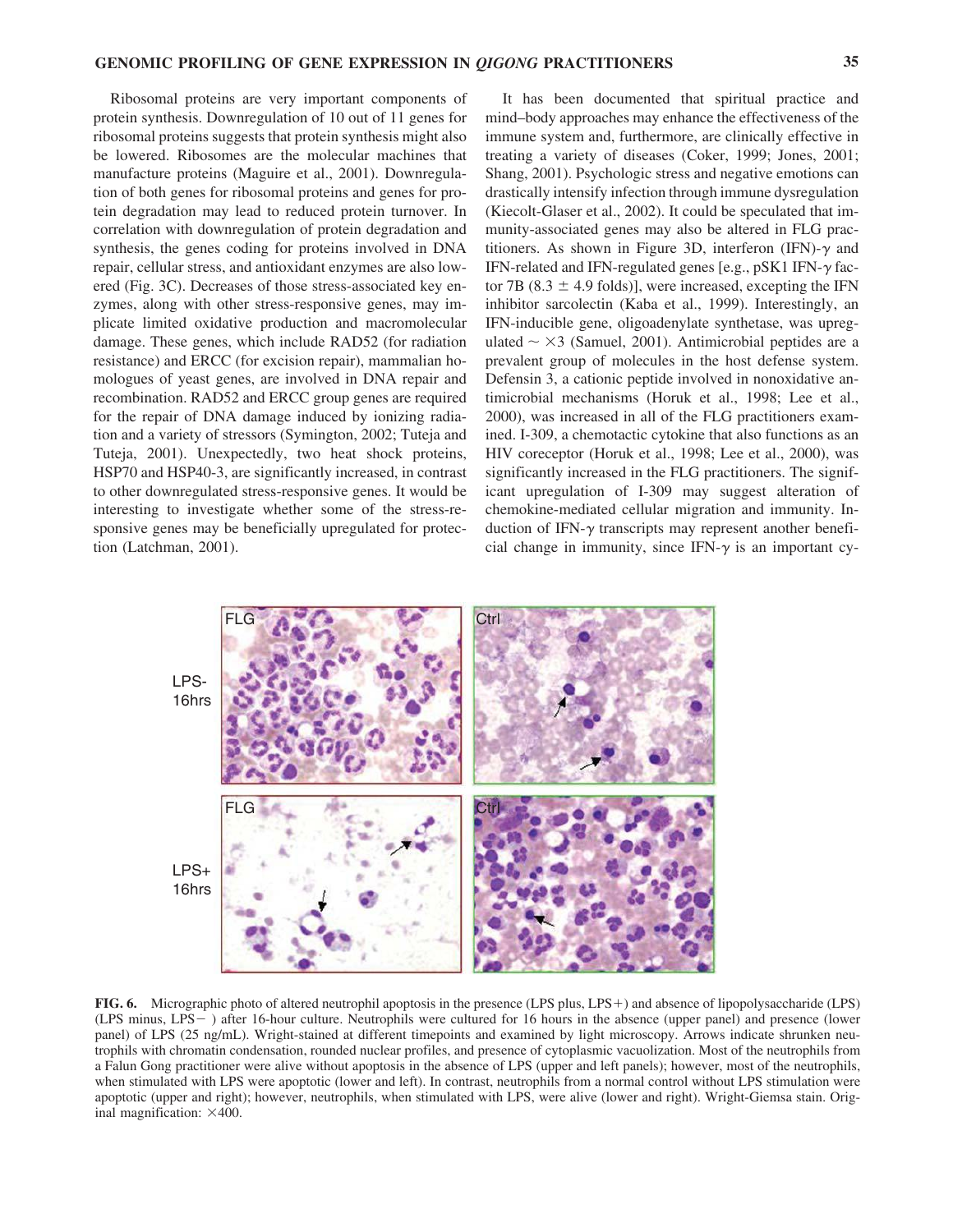Ribosomal proteins are very important components of protein synthesis. Downregulation of 10 out of 11 genes for ribosomal proteins suggests that protein synthesis might also be lowered. Ribosomes are the molecular machines that manufacture proteins (Maguire et al., 2001). Downregulation of both genes for ribosomal proteins and genes for protein degradation may lead to reduced protein turnover. In correlation with downregulation of protein degradation and synthesis, the genes coding for proteins involved in DNA repair, cellular stress, and antioxidant enzymes are also lowered (Fig. 3C). Decreases of those stress-associated key enzymes, along with other stress-responsive genes, may implicate limited oxidative production and macromolecular damage. These genes, which include RAD52 (for radiation resistance) and ERCC (for excision repair), mammalian homologues of yeast genes, are involved in DNA repair and recombination. RAD52 and ERCC group genes are required for the repair of DNA damage induced by ionizing radiation and a variety of stressors (Symington, 2002; Tuteja and Tuteja, 2001). Unexpectedly, two heat shock proteins, HSP70 and HSP40-3, are significantly increased, in contrast to other downregulated stress-responsive genes. It would be interesting to investigate whether some of the stress-responsive genes may be beneficially upregulated for protection (Latchman, 2001).

It has been documented that spiritual practice and mind–body approaches may enhance the effectiveness of the immune system and, furthermore, are clinically effective in treating a variety of diseases (Coker, 1999; Jones, 2001; Shang, 2001). Psychologic stress and negative emotions can drastically intensify infection through immune dysregulation (Kiecolt-Glaser et al., 2002). It could be speculated that immunity-associated genes may also be altered in FLG practitioners. As shown in Figure 3D, interferon (IFN)-$\gamma$ and IFN-related and IFN-regulated genes [e.g., pSK1 IFN-$\gamma$ factor 7B ($8.3 \pm 4.9$ folds)], were increased, excepting the IFN inhibitor sarcolectin (Kaba et al., 1999). Interestingly, an IFN-inducible gene, oligoadenylate synthetase, was upregulated $\sim \times 3$ (Samuel, 2001). Antimicrobial peptides are a prevalent group of molecules in the host defense system. Defensin 3, a cationic peptide involved in nonoxidative antimicrobial mechanisms (Horuk et al., 1998; Lee et al., 2000), was increased in all of the FLG practitioners examined. I-309, a chemotactic cytokine that also functions as an HIV coreceptor (Horuk et al., 1998; Lee et al., 2000), was significantly increased in the FLG practitioners. The significant upregulation of I-309 may suggest alteration of chemokine-mediated cellular migration and immunity. Induction of IFN-$\gamma$ transcripts may represent another beneficial change in immunity, since IFN-$\gamma$ is an important cy-

**FIG. 6.** Micrographic photo of altered neutrophil apoptosis in the presence (LPS plus, LPS+) and absence of lipopolysaccharide (LPS) (LPS minus, LPS− ) after 16-hour culture. Neutrophils were cultured for 16 hours in the absence (upper panel) and presence (lower panel) of LPS (25 ng/mL). Wright-stained at different timepoints and examined by light microscopy. Arrows indicate shrunken neutrophils with chromatin condensation, rounded nuclear profiles, and presence of cytoplasmic vacuolization. Most of the neutrophils from a Falun Gong practitioner were alive without apoptosis in the absence of LPS (upper and left panels); however, most of the neutrophils, when stimulated with LPS were apoptotic (lower and left). In contrast, neutrophils from a normal control without LPS stimulation were apoptotic (upper and right); however, neutrophils, when stimulated with LPS, were alive (lower and right). Wright-Giemsa stain. Original magnification: ×400.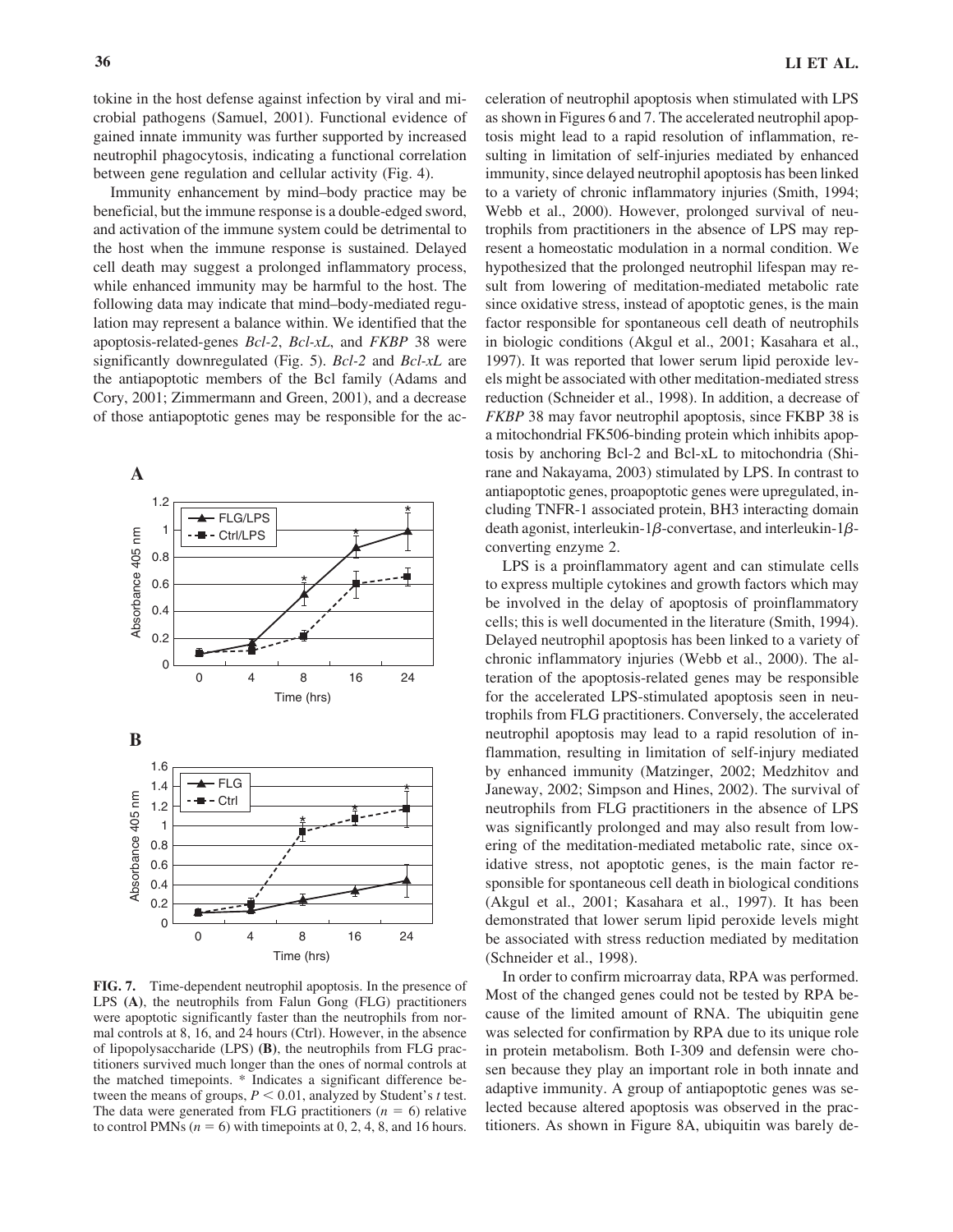tokine in the host defense against infection by viral and microbial pathogens (Samuel, 2001). Functional evidence of gained innate immunity was further supported by increased neutrophil phagocytosis, indicating a functional correlation between gene regulation and cellular activity (Fig. 4).

Immunity enhancement by mind–body practice may be beneficial, but the immune response is a double-edged sword, and activation of the immune system could be detrimental to the host when the immune response is sustained. Delayed cell death may suggest a prolonged inflammatory process, while enhanced immunity may be harmful to the host. The following data may indicate that mind–body-mediated regulation may represent a balance within. We identified that the apoptosis-related-genes *Bcl-2*, *Bcl-xL*, and *FKBP* 38 were significantly downregulated (Fig. 5). *Bcl-2* and *Bcl-xL* are the antiapoptotic members of the Bcl family (Adams and Cory, 2001; Zimmermann and Green, 2001), and a decrease of those antiapoptotic genes may be responsible for the acceleration of neutrophil apoptosis when stimulated with LPS as shown in Figures 6 and 7. The accelerated neutrophil apoptosis might lead to a rapid resolution of inflammation, resulting in limitation of self-injuries mediated by enhanced immunity, since delayed neutrophil apoptosis has been linked to a variety of chronic inflammatory injuries (Smith, 1994; Webb et al., 2000). However, prolonged survival of neutrophils from practitioners in the absence of LPS may represent a homeostatic modulation in a normal condition. We hypothesized that the prolonged neutrophil lifespan may result from lowering of meditation-mediated metabolic rate since oxidative stress, instead of apoptotic genes, is the main factor responsible for spontaneous cell death of neutrophils in biologic conditions (Akgul et al., 2001; Kasahara et al., 1997). It was reported that lower serum lipid peroxide levels might be associated with other meditation-mediated stress reduction (Schneider et al., 1998). In addition, a decrease of *FKBP* 38 may favor neutrophil apoptosis, since FKBP 38 is a mitochondrial FK506-binding protein which inhibits apoptosis by anchoring Bcl-2 and Bcl-xL to mitochondria (Shirane and Nakayama, 2003) stimulated by LPS. In contrast to antiapoptotic genes, proapoptotic genes were upregulated, including TNFR-1 associated protein, BH3 interacting domain death agonist, interleukin-1$\beta$-convertase, and interleukin-1$\beta$-converting enzyme 2.

**FIG. 7.** Time-dependent neutrophil apoptosis. In the presence of LPS (**A**), the neutrophils from Falun Gong (FLG) practitioners were apoptotic significantly faster than the neutrophils from normal controls at 8, 16, and 24 hours (Ctrl). However, in the absence of lipopolysaccharide (LPS) (**B**), the neutrophils from FLG practitioners survived much longer than the ones of normal controls at the matched timepoints. * Indicates a significant difference between the means of groups, $P < 0.01$, analyzed by Student's *t* test. The data were generated from FLG practitioners ($n = 6$) relative to control PMNs ($n = 6$) with timepoints at 0, 2, 4, 8, and 16 hours.

LPS is a proinflammatory agent and can stimulate cells to express multiple cytokines and growth factors which may be involved in the delay of apoptosis of proinflammatory cells; this is well documented in the literature (Smith, 1994). Delayed neutrophil apoptosis has been linked to a variety of chronic inflammatory injuries (Webb et al., 2000). The alteration of the apoptosis-related genes may be responsible for the accelerated LPS-stimulated apoptosis seen in neutrophils from FLG practitioners. Conversely, the accelerated neutrophil apoptosis may lead to a rapid resolution of inflammation, resulting in limitation of self-injury mediated by enhanced immunity (Matzinger, 2002; Medzhitov and Janeway, 2002; Simpson and Hines, 2002). The survival of neutrophils from FLG practitioners in the absence of LPS was significantly prolonged and may also result from lowering of the meditation-mediated metabolic rate, since oxidative stress, not apoptotic genes, is the main factor responsible for spontaneous cell death in biological conditions (Akgul et al., 2001; Kasahara et al., 1997). It has been demonstrated that lower serum lipid peroxide levels might be associated with stress reduction mediated by meditation (Schneider et al., 1998).

In order to confirm microarray data, RPA was performed. Most of the changed genes could not be tested by RPA because of the limited amount of RNA. The ubiquitin gene was selected for confirmation by RPA due to its unique role in protein metabolism. Both I-309 and defensin were chosen because they play an important role in both innate and adaptive immunity. A group of antiapoptotic genes was selected because altered apoptosis was observed in the practitioners. As shown in Figure 8A, ubiquitin was barely de-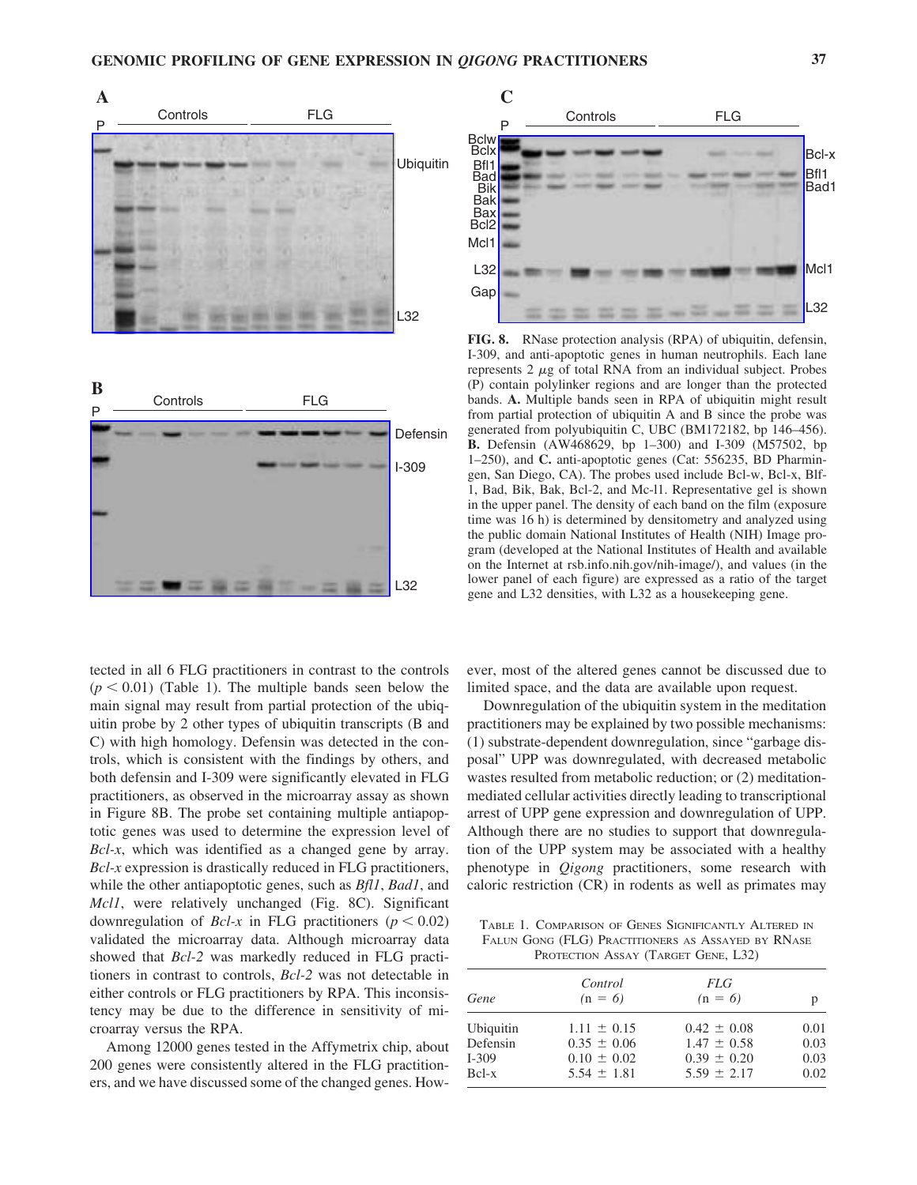FIG. 8. RNase protection analysis (RPA) of ubiquitin, defensin, I-309, and anti-apoptotic genes in human neutrophils. Each lane represents 2 $\mu$g of total RNA from an individual subject. Probes (P) contain polylinker regions and are longer than the protected bands. **A.** Multiple bands seen in RPA of ubiquitin might result from partial protection of ubiquitin A and B since the probe was generated from polyubiquitin C, UBC (BM172182, bp 146–456). **B.** Defensin (AW468629, bp 1–300) and I-309 (M57502, bp 1–250), and **C.** anti-apoptotic genes (Cat: 556235, BD Pharmingen, San Diego, CA). The probes used include Bcl-w, Bcl-x, Blf-1, Bad, Bik, Bak, Bcl-2, and Mc-l1. Representative gel is shown in the upper panel. The density of each band on the film (exposure time was 16 h) is determined by densitometry and analyzed using the public domain National Institutes of Health (NIH) Image program (developed at the National Institutes of Health and available on the Internet at rsb.info.nih.gov/nih-image/), and values (in the lower panel of each figure) are expressed as a ratio of the target gene and L32 densities, with L32 as a housekeeping gene.

tected in all 6 FLG practitioners in contrast to the controls ($p < 0.01$) (Table 1). The multiple bands seen below the main signal may result from partial protection of the ubiquitin probe by 2 other types of ubiquitin transcripts (B and C) with high homology. Defensin was detected in the controls, which is consistent with the findings by others, and both defensin and I-309 were significantly elevated in FLG practitioners, as observed in the microarray assay as shown in Figure 8B. The probe set containing multiple antiapoptotic genes was used to determine the expression level of *Bcl-x*, which was identified as a changed gene by array. *Bcl-x* expression is drastically reduced in FLG practitioners, while the other antiapoptotic genes, such as *Bfl1*, *Bad1*, and *Mcl1*, were relatively unchanged (Fig. 8C). Significant downregulation of *Bcl-x* in FLG practitioners ($p < 0.02$) validated the microarray data. Although microarray data showed that *Bcl-2* was markedly reduced in FLG practitioners in contrast to controls, *Bcl-2* was not detectable in either controls or FLG practitioners by RPA. This inconsistency may be due to the difference in sensitivity of microarray versus the RPA.

Among 12000 genes tested in the Affymetrix chip, about 200 genes were consistently altered in the FLG practitioners, and we have discussed some of the changed genes. However, most of the altered genes cannot be discussed due to limited space, and the data are available upon request.

Downregulation of the ubiquitin system in the meditation practitioners may be explained by two possible mechanisms: (1) substrate-dependent downregulation, since "garbage disposal" UPP was downregulated, with decreased metabolic wastes resulted from metabolic reduction; or (2) meditation-mediated cellular activities directly leading to transcriptional arrest of UPP gene expression and downregulation of UPP. Although there are no studies to support that downregulation of the UPP system may be associated with a healthy phenotype in *Qigong* practitioners, some research with caloric restriction (CR) in rodents as well as primates may

TABLE 1. COMPARISON OF GENES SIGNIFICANTLY ALTERED IN FALUN GONG (FLG) PRACTITIONERS AS ASSAYED BY RNASE PROTECTION ASSAY (TARGET GENE, L32)

| *Gene* | *Control* (n = 6) | *FLG* (n = 6) | p |
|---|---|---|---|
| Ubiquitin | 1.11 ± 0.15 | 0.42 ± 0.08 | 0.01 |
| Defensin | 0.35 ± 0.06 | 1.47 ± 0.58 | 0.03 |
| I-309 | 0.10 ± 0.02 | 0.39 ± 0.20 | 0.03 |
| Bcl-x | 5.54 ± 1.81 | 5.59 ± 2.17 | 0.02 |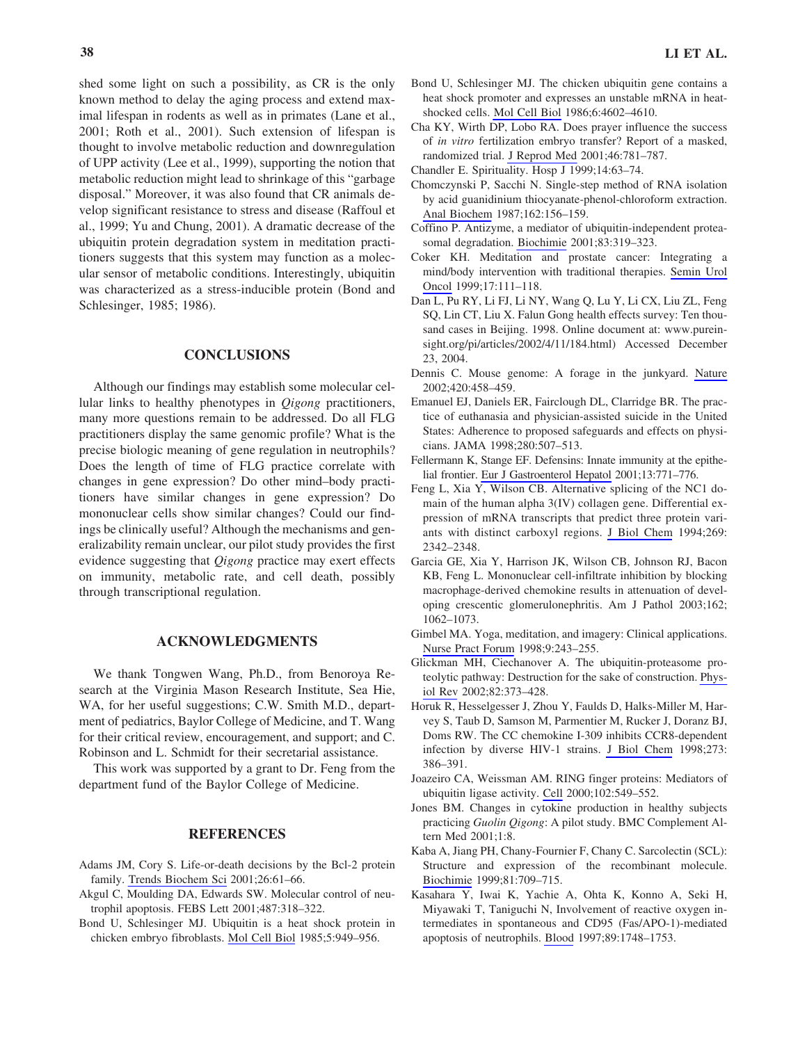shed some light on such a possibility, as CR is the only known method to delay the aging process and extend maximal lifespan in rodents as well as in primates (Lane et al., 2001; Roth et al., 2001). Such extension of lifespan is thought to involve metabolic reduction and downregulation of UPP activity (Lee et al., 1999), supporting the notion that metabolic reduction might lead to shrinkage of this "garbage disposal." Moreover, it was also found that CR animals develop significant resistance to stress and disease (Raffoul et al., 1999; Yu and Chung, 2001). A dramatic decrease of the ubiquitin protein degradation system in meditation practitioners suggests that this system may function as a molecular sensor of metabolic conditions. Interestingly, ubiquitin was characterized as a stress-inducible protein (Bond and Schlesinger, 1985; 1986).

## CONCLUSIONS

Although our findings may establish some molecular cellular links to healthy phenotypes in *Qigong* practitioners, many more questions remain to be addressed. Do all FLG practitioners display the same genomic profile? What is the precise biologic meaning of gene regulation in neutrophils? Does the length of time of FLG practice correlate with changes in gene expression? Do other mind–body practitioners have similar changes in gene expression? Do mononuclear cells show similar changes? Could our findings be clinically useful? Although the mechanisms and generalizability remain unclear, our pilot study provides the first evidence suggesting that *Qigong* practice may exert effects on immunity, metabolic rate, and cell death, possibly through transcriptional regulation.

## ACKNOWLEDGMENTS

We thank Tongwen Wang, Ph.D., from Benoroya Research at the Virginia Mason Research Institute, Sea Hie, WA, for her useful suggestions; C.W. Smith M.D., department of pediatrics, Baylor College of Medicine, and T. Wang for their critical review, encouragement, and support; and C. Robinson and L. Schmidt for their secretarial assistance.

This work was supported by a grant to Dr. Feng from the department fund of the Baylor College of Medicine.

## REFERENCES

Adams JM, Cory S. Life-or-death decisions by the Bcl-2 protein family. Trends Biochem Sci 2001;26:61–66.

Akgul C, Moulding DA, Edwards SW. Molecular control of neutrophil apoptosis. FEBS Lett 2001;487:318–322.

Bond U, Schlesinger MJ. Ubiquitin is a heat shock protein in chicken embryo fibroblasts. Mol Cell Biol 1985;5:949–956.

Bond U, Schlesinger MJ. The chicken ubiquitin gene contains a heat shock promoter and expresses an unstable mRNA in heat-shocked cells. Mol Cell Biol 1986;6:4602–4610.

Cha KY, Wirth DP, Lobo RA. Does prayer influence the success of *in vitro* fertilization embryo transfer? Report of a masked, randomized trial. J Reprod Med 2001;46:781–787.

Chandler E. Spirituality. Hosp J 1999;14:63–74.

Chomczynski P, Sacchi N. Single-step method of RNA isolation by acid guanidinium thiocyanate-phenol-chloroform extraction. Anal Biochem 1987;162:156–159.

Coffino P. Antizyme, a mediator of ubiquitin-independent proteasomal degradation. Biochimie 2001;83:319–323.

Coker KH. Meditation and prostate cancer: Integrating a mind/body intervention with traditional therapies. Semin Urol Oncol 1999;17:111–118.

Dan L, Pu RY, Li FJ, Li NY, Wang Q, Lu Y, Li CX, Liu ZL, Feng SQ, Lin CT, Liu X. Falun Gong health effects survey: Ten thousand cases in Beijing. 1998. Online document at: www.pureinsight.org/pi/articles/2002/4/11/184.html) Accessed December 23, 2004.

Dennis C. Mouse genome: A forage in the junkyard. Nature 2002;420:458–459.

Emanuel EJ, Daniels ER, Fairclough DL, Clarridge BR. The practice of euthanasia and physician-assisted suicide in the United States: Adherence to proposed safeguards and effects on physicians. JAMA 1998;280:507–513.

Fellermann K, Stange EF. Defensins: Innate immunity at the epithelial frontier. Eur J Gastroenterol Hepatol 2001;13:771–776.

Feng L, Xia Y, Wilson CB. Alternative splicing of the NC1 domain of the human alpha 3(IV) collagen gene. Differential expression of mRNA transcripts that predict three protein variants with distinct carboxyl regions. J Biol Chem 1994;269: 2342–2348.

Garcia GE, Xia Y, Harrison JK, Wilson CB, Johnson RJ, Bacon KB, Feng L. Mononuclear cell-infiltrate inhibition by blocking macrophage-derived chemokine results in attenuation of developing crescentic glomerulonephritis. Am J Pathol 2003;162; 1062–1073.

Gimbel MA. Yoga, meditation, and imagery: Clinical applications. Nurse Pract Forum 1998;9:243–255.

Glickman MH, Ciechanover A. The ubiquitin-proteasome proteolytic pathway: Destruction for the sake of construction. Physiol Rev 2002;82:373–428.

Horuk R, Hesselgesser J, Zhou Y, Faulds D, Halks-Miller M, Harvey S, Taub D, Samson M, Parmentier M, Rucker J, Doranz BJ, Doms RW. The CC chemokine I-309 inhibits CCR8-dependent infection by diverse HIV-1 strains. J Biol Chem 1998;273: 386–391.

Joazeiro CA, Weissman AM. RING finger proteins: Mediators of ubiquitin ligase activity. Cell 2000;102:549–552.

Jones BM. Changes in cytokine production in healthy subjects practicing *Guolin Qigong*: A pilot study. BMC Complement Altern Med 2001;1:8.

Kaba A, Jiang PH, Chany-Fournier F, Chany C. Sarcolectin (SCL): Structure and expression of the recombinant molecule. Biochimie 1999;81:709–715.

Kasahara Y, Iwai K, Yachie A, Ohta K, Konno A, Seki H, Miyawaki T, Taniguchi N, Involvement of reactive oxygen intermediates in spontaneous and CD95 (Fas/APO-1)-mediated apoptosis of neutrophils. Blood 1997;89:1748–1753.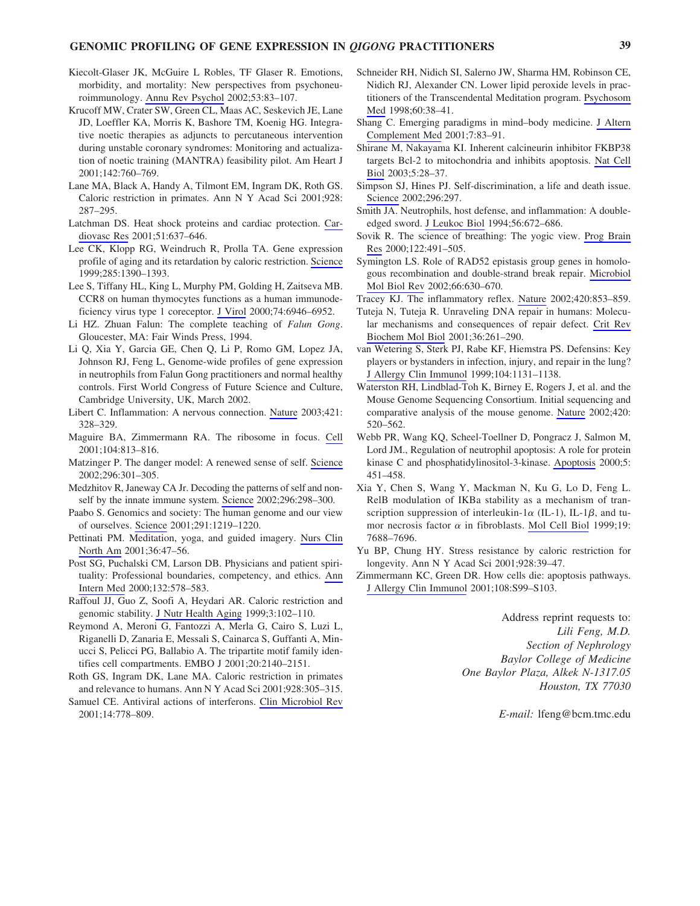Kiecolt-Glaser JK, McGuire L Robles, TF Glaser R. Emotions, morbidity, and mortality: New perspectives from psychoneuroimmunology. Annu Rev Psychol 2002;53:83–107.

Krucoff MW, Crater SW, Green CL, Maas AC, Seskevich JE, Lane JD, Loeffler KA, Morris K, Bashore TM, Koenig HG. Integrative noetic therapies as adjuncts to percutaneous intervention during unstable coronary syndromes: Monitoring and actualization of noetic training (MANTRA) feasibility pilot. Am Heart J 2001;142:760–769.

Lane MA, Black A, Handy A, Tilmont EM, Ingram DK, Roth GS. Caloric restriction in primates. Ann N Y Acad Sci 2001;928: 287–295.

Latchman DS. Heat shock proteins and cardiac protection. Cardiovasc Res 2001;51:637–646.

Lee CK, Klopp RG, Weindruch R, Prolla TA. Gene expression profile of aging and its retardation by caloric restriction. Science 1999;285:1390–1393.

Lee S, Tiffany HL, King L, Murphy PM, Golding H, Zaitseva MB. CCR8 on human thymocytes functions as a human immunodeficiency virus type 1 coreceptor. J Virol 2000;74:6946–6952.

Li HZ. Zhuan Falun: The complete teaching of *Falun Gong*. Gloucester, MA: Fair Winds Press, 1994.

Li Q, Xia Y, Garcia GE, Chen Q, Li P, Romo GM, Lopez JA, Johnson RJ, Feng L, Genome-wide profiles of gene expression in neutrophils from Falun Gong practitioners and normal healthy controls. First World Congress of Future Science and Culture, Cambridge University, UK, March 2002.

Libert C. Inflammation: A nervous connection. Nature 2003;421: 328–329.

Maguire BA, Zimmermann RA. The ribosome in focus. Cell 2001;104:813–816.

Matzinger P. The danger model: A renewed sense of self. Science 2002;296:301–305.

Medzhitov R, Janeway CA Jr. Decoding the patterns of self and nonself by the innate immune system. Science 2002;296:298–300.

Paabo S. Genomics and society: The human genome and our view of ourselves. Science 2001;291:1219–1220.

Pettinati PM. Meditation, yoga, and guided imagery. Nurs Clin North Am 2001;36:47–56.

Post SG, Puchalski CM, Larson DB. Physicians and patient spirituality: Professional boundaries, competency, and ethics. Ann Intern Med 2000;132:578–583.

Raffoul JJ, Guo Z, Soofi A, Heydari AR. Caloric restriction and genomic stability. J Nutr Health Aging 1999;3:102–110.

Reymond A, Meroni G, Fantozzi A, Merla G, Cairo S, Luzi L, Riganelli D, Zanaria E, Messali S, Cainarca S, Guffanti A, Minucci S, Pelicci PG, Ballabio A. The tripartite motif family identifies cell compartments. EMBO J 2001;20:2140–2151.

Roth GS, Ingram DK, Lane MA. Caloric restriction in primates and relevance to humans. Ann N Y Acad Sci 2001;928:305–315.

Samuel CE. Antiviral actions of interferons. Clin Microbiol Rev 2001;14:778–809.

Schneider RH, Nidich SI, Salerno JW, Sharma HM, Robinson CE, Nidich RJ, Alexander CN. Lower lipid peroxide levels in practitioners of the Transcendental Meditation program. Psychosom Med 1998;60:38–41.

Shang C. Emerging paradigms in mind–body medicine. J Altern Complement Med 2001;7:83–91.

Shirane M, Nakayama KI. Inherent calcineurin inhibitor FKBP38 targets Bcl-2 to mitochondria and inhibits apoptosis. Nat Cell Biol 2003;5:28–37.

Simpson SJ, Hines PJ. Self-discrimination, a life and death issue. Science 2002;296:297.

Smith JA. Neutrophils, host defense, and inflammation: A double-edged sword. J Leukoc Biol 1994;56:672–686.

Sovik R. The science of breathing: The yogic view. Prog Brain Res 2000;122:491–505.

Symington LS. Role of RAD52 epistasis group genes in homologous recombination and double-strand break repair. Microbiol Mol Biol Rev 2002;66:630–670.

Tracey KJ. The inflammatory reflex. Nature 2002;420:853–859.

Tuteja N, Tuteja R. Unraveling DNA repair in humans: Molecular mechanisms and consequences of repair defect. Crit Rev Biochem Mol Biol 2001;36:261–290.

van Wetering S, Sterk PJ, Rabe KF, Hiemstra PS. Defensins: Key players or bystanders in infection, injury, and repair in the lung? J Allergy Clin Immunol 1999;104:1131–1138.

Waterston RH, Lindblad-Toh K, Birney E, Rogers J, et al. and the Mouse Genome Sequencing Consortium. Initial sequencing and comparative analysis of the mouse genome. Nature 2002;420: 520–562.

Webb PR, Wang KQ, Scheel-Toellner D, Pongracz J, Salmon M, Lord JM., Regulation of neutrophil apoptosis: A role for protein kinase C and phosphatidylinositol-3-kinase. Apoptosis 2000;5: 451–458.

Xia Y, Chen S, Wang Y, Mackman N, Ku G, Lo D, Feng L. RelB modulation of IKBa stability as a mechanism of transcription suppression of interleukin-1$\alpha$ (IL-1), IL-1$\beta$, and tumor necrosis factor $\alpha$ in fibroblasts. Mol Cell Biol 1999;19: 7688–7696.

Yu BP, Chung HY. Stress resistance by caloric restriction for longevity. Ann N Y Acad Sci 2001;928:39–47.

Zimmermann KC, Green DR. How cells die: apoptosis pathways. J Allergy Clin Immunol 2001;108:S99–S103.

Address reprint requests to:
*Lili Feng, M.D.*
*Section of Nephrology*
*Baylor College of Medicine*
*One Baylor Plaza, Alkek N-1317.05*
*Houston, TX 77030*

*E-mail:* lfeng@bcm.tmc.edu